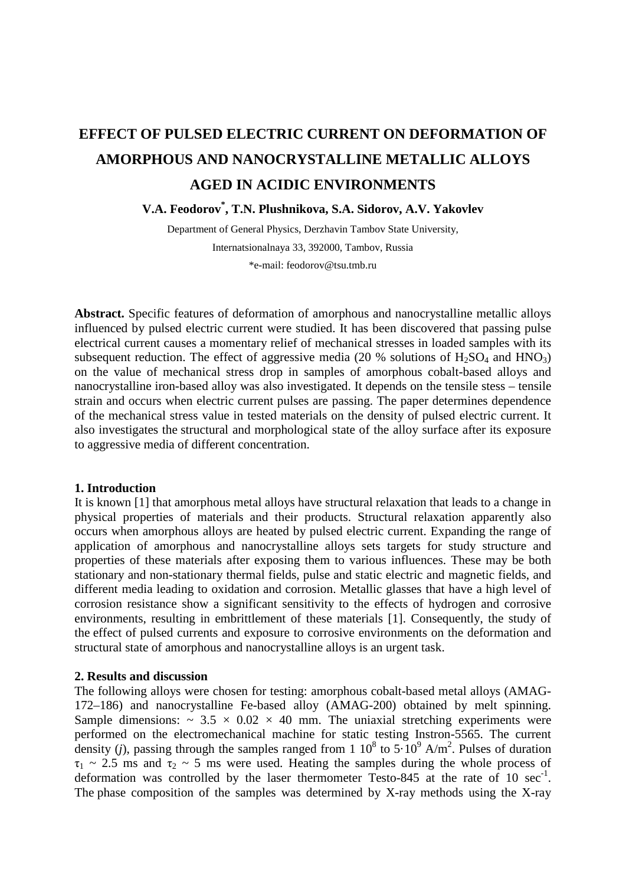# EFFECT OF PULSED ELECTRIC CURRENT ON DEFORMATION OF AMORPHOUS AND NANOCRYSTALLINE METALLIC ALLOYS AGED IN ACIDIC ENVIRONMENTS

**V.A. Feodorov*, T.N. Plushnikova, S.A. Sidorov, A.V. Yakovlev**

Department of General Physics, Derzhavin Tambov State University,

Internatsionalnaya 33, 392000, Tambov, Russia

*e-mail: feodorov@tsu.tmb.ru

**Abstract.** Specific features of deformation of amorphous and nanocrystalline metallic alloys influenced by pulsed electric current were studied. It has been discovered that passing pulse electrical current causes a momentary relief of mechanical stresses in loaded samples with its subsequent reduction. The effect of aggressive media (20 % solutions of $H_2SO_4$ and $HNO_3$) on the value of mechanical stress drop in samples of amorphous cobalt-based alloys and nanocrystalline iron-based alloy was also investigated. It depends on the tensile stess – tensile strain and occurs when electric current pulses are passing. The paper determines dependence of the mechanical stress value in tested materials on the density of pulsed electric current. It also investigates the structural and morphological state of the alloy surface after its exposure to aggressive media of different concentration.

## 1. Introduction

It is known [1] that amorphous metal alloys have structural relaxation that leads to a change in physical properties of materials and their products. Structural relaxation apparently also occurs when amorphous alloys are heated by pulsed electric current. Expanding the range of application of amorphous and nanocrystalline alloys sets targets for study structure and properties of these materials after exposing them to various influences. These may be both stationary and non-stationary thermal fields, pulse and static electric and magnetic fields, and different media leading to oxidation and corrosion. Metallic glasses that have a high level of corrosion resistance show a significant sensitivity to the effects of hydrogen and corrosive environments, resulting in embrittlement of these materials [1]. Consequently, the study of the effect of pulsed currents and exposure to corrosive environments on the deformation and structural state of amorphous and nanocrystalline alloys is an urgent task.

## 2. Results and discussion

The following alloys were chosen for testing: amorphous cobalt-based metal alloys (AMAG-172–186) and nanocrystalline Fe-based alloy (AMAG-200) obtained by melt spinning. Sample dimensions: $\sim 3.5 \times 0.02 \times 40$ mm. The uniaxial stretching experiments were performed on the electromechanical machine for static testing Instron-5565. The current density ($j$), passing through the samples ranged from $1\ 10^8$ to $5 \cdot 10^9$ A/m$^2$. Pulses of duration $\tau_1 \sim 2.5$ ms and $\tau_2 \sim 5$ ms were used. Heating the samples during the whole process of deformation was controlled by the laser thermometer Testo-845 at the rate of 10 sec$^{-1}$. The phase composition of the samples was determined by X-ray methods using the X-ray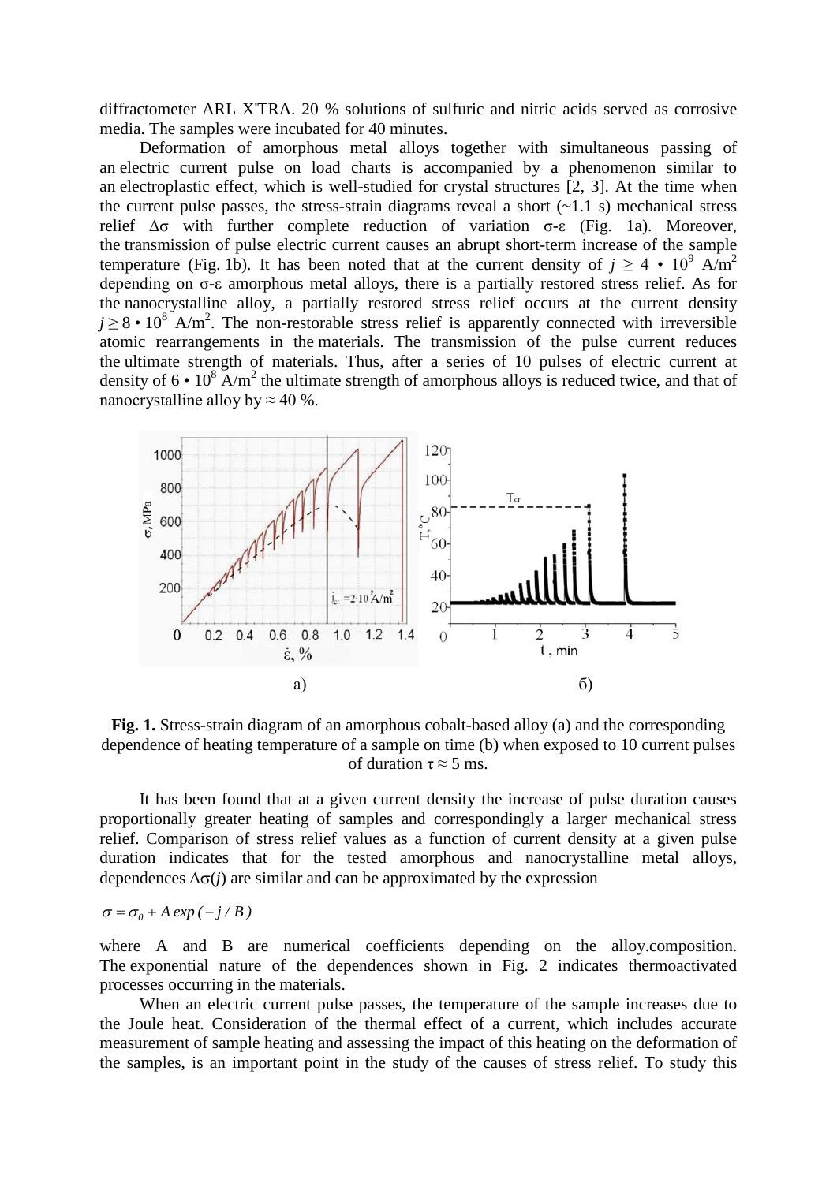diffractometer ARL X'TRA. 20 % solutions of sulfuric and nitric acids served as corrosive media. The samples were incubated for 40 minutes.

Deformation of amorphous metal alloys together with simultaneous passing of an electric current pulse on load charts is accompanied by a phenomenon similar to an electroplastic effect, which is well-studied for crystal structures [2, 3]. At the time when the current pulse passes, the stress-strain diagrams reveal a short (~1.1 s) mechanical stress relief $\Delta\sigma$ with further complete reduction of variation $\sigma$-$\varepsilon$ (Fig. 1a). Moreover, the transmission of pulse electric current causes an abrupt short-term increase of the sample temperature (Fig. 1b). It has been noted that at the current density of $j \geq 4 \cdot 10^9$ A/m$^2$ depending on $\sigma$-$\varepsilon$ amorphous metal alloys, there is a partially restored stress relief. As for the nanocrystalline alloy, a partially restored stress relief occurs at the current density $j \geq 8 \cdot 10^8$ A/m$^2$. The non-restorable stress relief is apparently connected with irreversible atomic rearrangements in the materials. The transmission of the pulse current reduces the ultimate strength of materials. Thus, after a series of 10 pulses of electric current at density of $6 \cdot 10^8$ A/m$^2$ the ultimate strength of amorphous alloys is reduced twice, and that of nanocrystalline alloy by ≈ 40 %.

σ, MPa
1000
800
600
400
200
0 0.2 0.4 0.6 0.8 1.0 1.2 1.4
ε̇, %
$j_{cr}=2\cdot10^9$ A/m$^2$
a)

T, °C
120
100
80
60
40
20
0 1 2 3 4 5
t, min
T$_{cr}$
б)

**Fig. 1.** Stress-strain diagram of an amorphous cobalt-based alloy (a) and the corresponding dependence of heating temperature of a sample on time (b) when exposed to 10 current pulses of duration $\tau \approx 5$ ms.

It has been found that at a given current density the increase of pulse duration causes proportionally greater heating of samples and correspondingly a larger mechanical stress relief. Comparison of stress relief values as a function of current density at a given pulse duration indicates that for the tested amorphous and nanocrystalline metal alloys, dependences $\Delta\sigma(j)$ are similar and can be approximated by the expression

$$\sigma = \sigma_0 + A\,exp\,(-j / B)$$

where A and B are numerical coefficients depending on the alloy.composition. The exponential nature of the dependences shown in Fig. 2 indicates thermoactivated processes occurring in the materials.

When an electric current pulse passes, the temperature of the sample increases due to the Joule heat. Consideration of the thermal effect of a current, which includes accurate measurement of sample heating and assessing the impact of this heating on the deformation of the samples, is an important point in the study of the causes of stress relief. To study this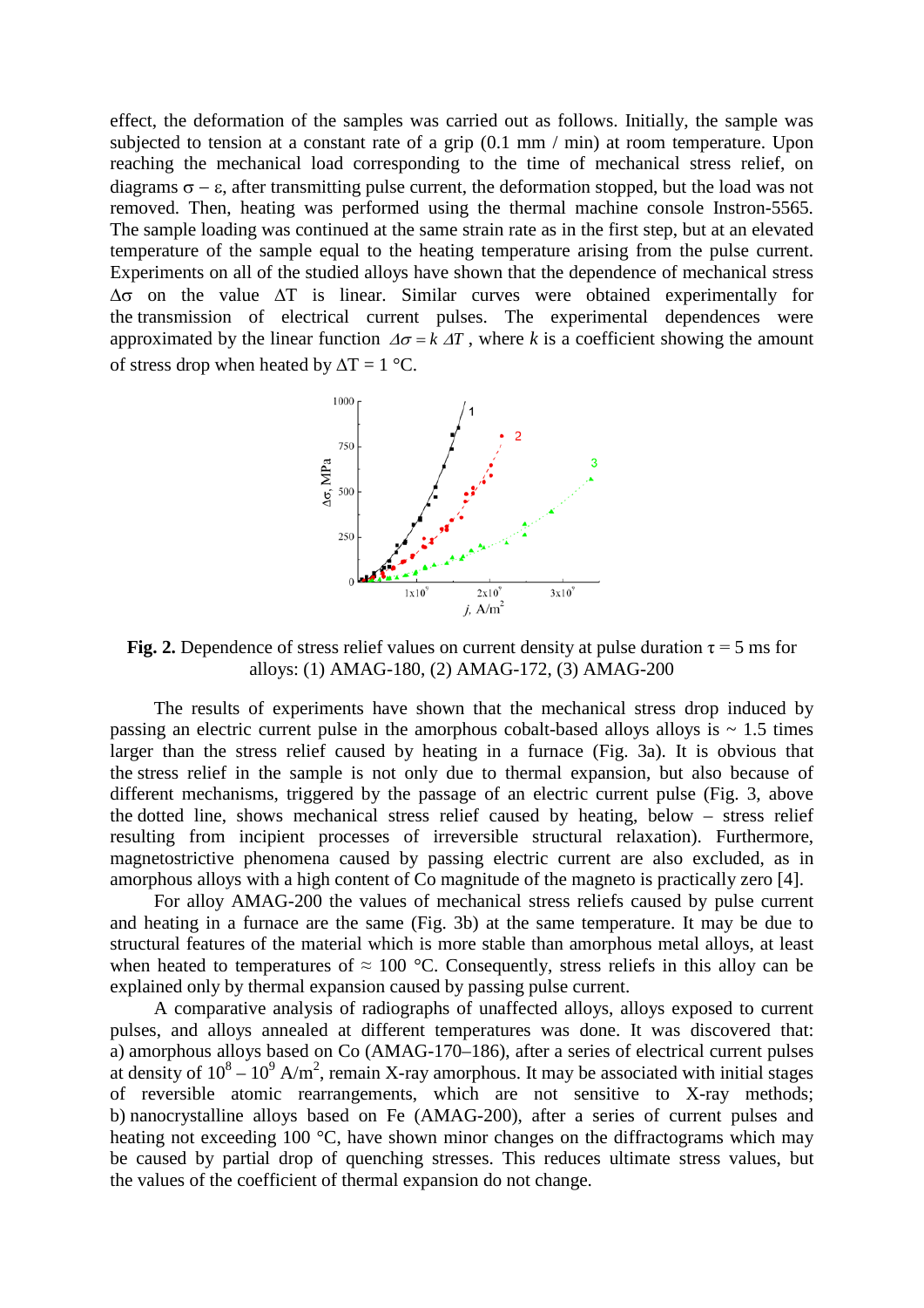effect, the deformation of the samples was carried out as follows. Initially, the sample was subjected to tension at a constant rate of a grip (0.1 mm / min) at room temperature. Upon reaching the mechanical load corresponding to the time of mechanical stress relief, on diagrams $\sigma - \varepsilon$, after transmitting pulse current, the deformation stopped, but the load was not removed. Then, heating was performed using the thermal machine console Instron-5565. The sample loading was continued at the same strain rate as in the first step, but at an elevated temperature of the sample equal to the heating temperature arising from the pulse current. Experiments on all of the studied alloys have shown that the dependence of mechanical stress $\Delta\sigma$ on the value $\Delta T$ is linear. Similar curves were obtained experimentally for the transmission of electrical current pulses. The experimental dependences were approximated by the linear function $\Delta\sigma = k\,\Delta T$, where $k$ is a coefficient showing the amount of stress drop when heated by $\Delta T = 1$ °C.

**Fig. 2.** Dependence of stress relief values on current density at pulse duration $\tau = 5$ ms for alloys: (1) AMAG-180, (2) AMAG-172, (3) AMAG-200

The results of experiments have shown that the mechanical stress drop induced by passing an electric current pulse in the amorphous cobalt-based alloys alloys is ~ 1.5 times larger than the stress relief caused by heating in a furnace (Fig. 3a). It is obvious that the stress relief in the sample is not only due to thermal expansion, but also because of different mechanisms, triggered by the passage of an electric current pulse (Fig. 3, above the dotted line, shows mechanical stress relief caused by heating, below – stress relief resulting from incipient processes of irreversible structural relaxation). Furthermore, magnetostrictive phenomena caused by passing electric current are also excluded, as in amorphous alloys with a high content of Co magnitude of the magneto is practically zero [4].

For alloy AMAG-200 the values of mechanical stress reliefs caused by pulse current and heating in a furnace are the same (Fig. 3b) at the same temperature. It may be due to structural features of the material which is more stable than amorphous metal alloys, at least when heated to temperatures of ≈ 100 °C. Consequently, stress reliefs in this alloy can be explained only by thermal expansion caused by passing pulse current.

A comparative analysis of radiographs of unaffected alloys, alloys exposed to current pulses, and alloys annealed at different temperatures was done. It was discovered that: a) amorphous alloys based on Co (AMAG-170–186), after a series of electrical current pulses at density of $10^8 - 10^9$ A/m$^2$, remain X-ray amorphous. It may be associated with initial stages of reversible atomic rearrangements, which are not sensitive to X-ray methods; b) nanocrystalline alloys based on Fe (AMAG-200), after a series of current pulses and heating not exceeding 100 °C, have shown minor changes on the diffractograms which may be caused by partial drop of quenching stresses. This reduces ultimate stress values, but the values of the coefficient of thermal expansion do not change.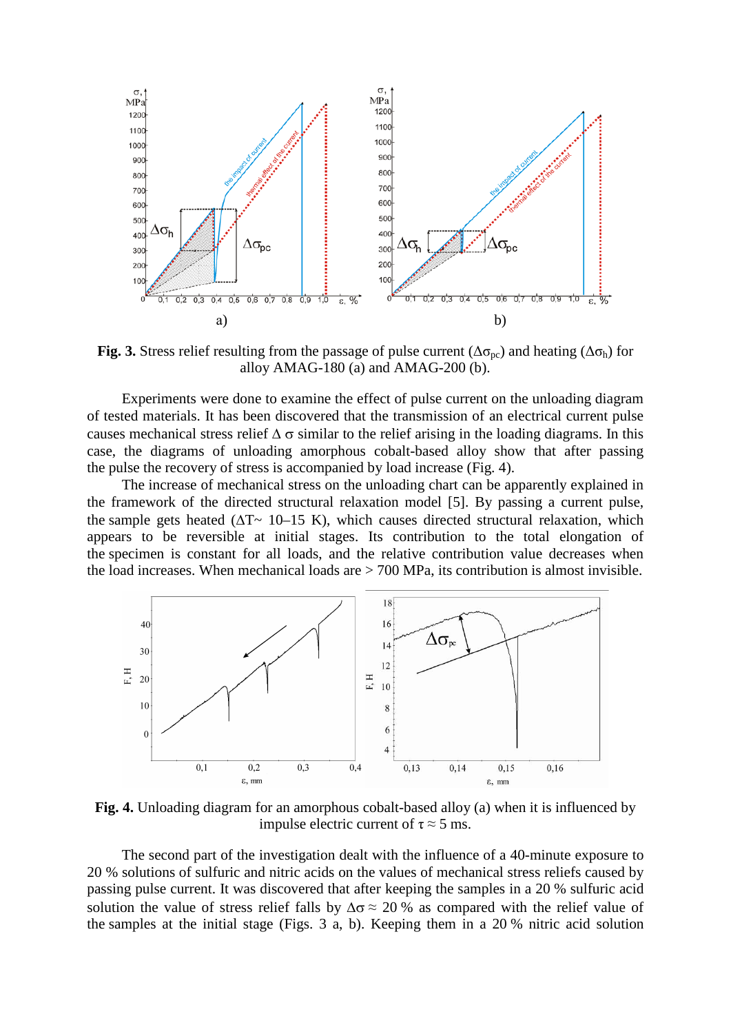σ, MPa
1200
1100
1000
900
800
700
600
500
400
300
200
100
0
0,1 0,2 0,3 0,4 0,5 0,6 0,7 0,8 0,9 1,0 ε, %
the impact of current
thermal effect of the current
$\Delta\sigma_h$
$\Delta\sigma_{pc}$
a)

σ, MPa
1200
1100
1000
900
800
700
600
500
400
300
200
100
0
0,1 0,2 0,3 0,4 0,5 0,6 0,7 0,8 0,9 1,0 ε, %
the impact of current
thermal effect of the current
$\Delta\sigma_h$
$\Delta\sigma_{pc}$
b)

**Fig. 3.** Stress relief resulting from the passage of pulse current ($\Delta\sigma_{pc}$) and heating ($\Delta\sigma_h$) for alloy AMAG-180 (a) and AMAG-200 (b).

Experiments were done to examine the effect of pulse current on the unloading diagram of tested materials. It has been discovered that the transmission of an electrical current pulse causes mechanical stress relief $\Delta\,\sigma$ similar to the relief arising in the loading diagrams. In this case, the diagrams of unloading amorphous cobalt-based alloy show that after passing the pulse the recovery of stress is accompanied by load increase (Fig. 4).

The increase of mechanical stress on the unloading chart can be apparently explained in the framework of the directed structural relaxation model [5]. By passing a current pulse, the sample gets heated ($\Delta T$~ 10–15 K), which causes directed structural relaxation, which appears to be reversible at initial stages. Its contribution to the total elongation of the specimen is constant for all loads, and the relative contribution value decreases when the load increases. When mechanical loads are > 700 MPa, its contribution is almost invisible.

F, H
40
30
20
10
0
0,1 0,2 0,3 0,4
ε, mm

F, H
18
16
14
12
10
8
6
4
0,13 0,14 0,15 0,16
ε, mm
$\Delta\sigma_{pc}$

**Fig. 4.** Unloading diagram for an amorphous cobalt-based alloy (a) when it is influenced by impulse electric current of $\tau \approx 5$ ms.

The second part of the investigation dealt with the influence of a 40-minute exposure to 20 % solutions of sulfuric and nitric acids on the values of mechanical stress reliefs caused by passing pulse current. It was discovered that after keeping the samples in a 20 % sulfuric acid solution the value of stress relief falls by $\Delta\sigma \approx 20$ % as compared with the relief value of the samples at the initial stage (Figs. 3 a, b). Keeping them in a 20 % nitric acid solution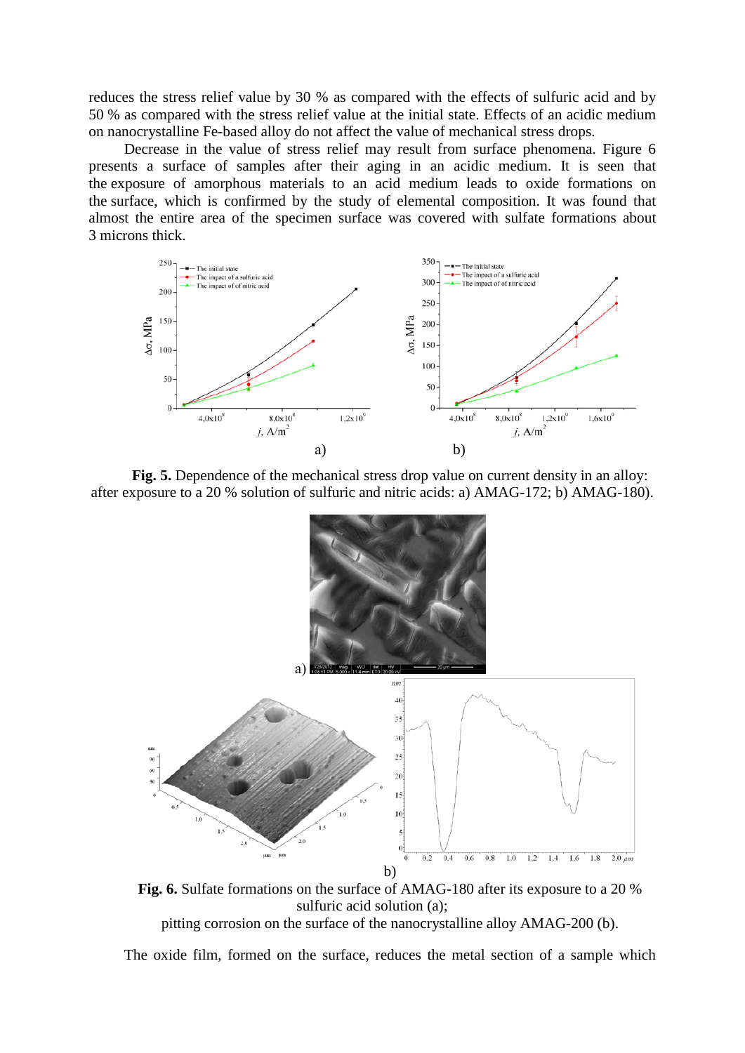reduces the stress relief value by 30 % as compared with the effects of sulfuric acid and by 50 % as compared with the stress relief value at the initial state. Effects of an acidic medium on nanocrystalline Fe-based alloy do not affect the value of mechanical stress drops.

Decrease in the value of stress relief may result from surface phenomena. Figure 6 presents a surface of samples after their aging in an acidic medium. It is seen that the exposure of amorphous materials to an acid medium leads to oxide formations on the surface, which is confirmed by the study of elemental composition. It was found that almost the entire area of the specimen surface was covered with sulfate formations about 3 microns thick.

**Fig. 5.** Dependence of the mechanical stress drop value on current density in an alloy: after exposure to a 20 % solution of sulfuric and nitric acids: a) AMAG-172; b) AMAG-180).

**Fig. 6.** Sulfate formations on the surface of AMAG-180 after its exposure to a 20 % sulfuric acid solution (a);
pitting corrosion on the surface of the nanocrystalline alloy AMAG-200 (b).

The oxide film, formed on the surface, reduces the metal section of a sample which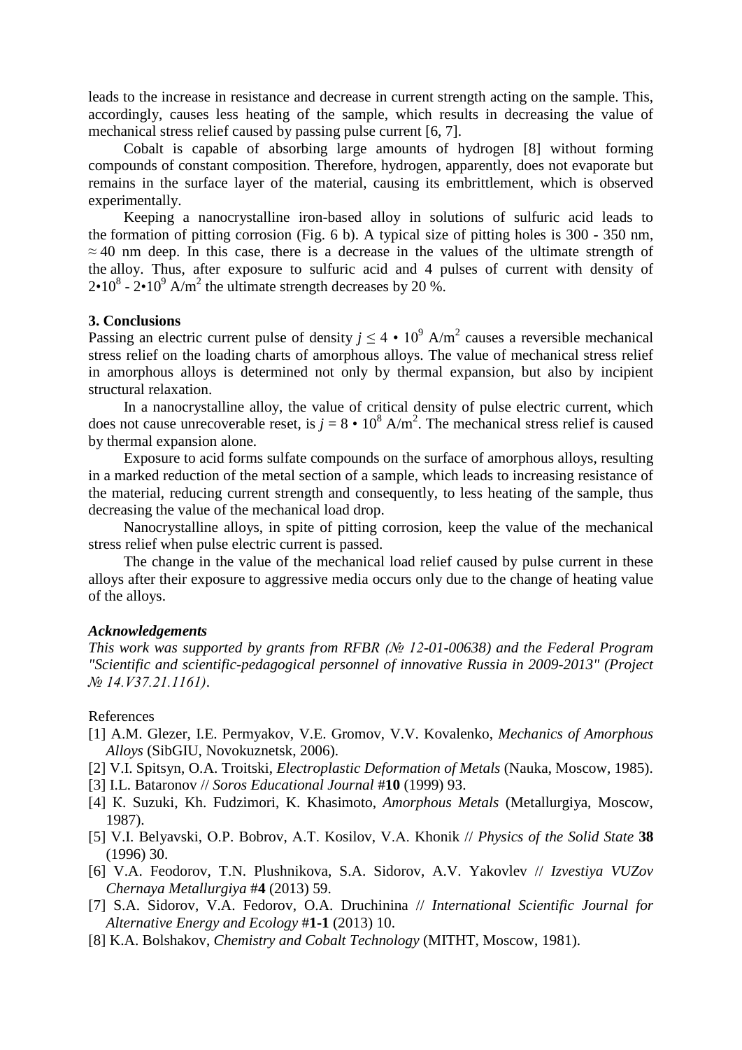leads to the increase in resistance and decrease in current strength acting on the sample. This, accordingly, causes less heating of the sample, which results in decreasing the value of mechanical stress relief caused by passing pulse current [6, 7].

Cobalt is capable of absorbing large amounts of hydrogen [8] without forming compounds of constant composition. Therefore, hydrogen, apparently, does not evaporate but remains in the surface layer of the material, causing its embrittlement, which is observed experimentally.

Keeping a nanocrystalline iron-based alloy in solutions of sulfuric acid leads to the formation of pitting corrosion (Fig. 6 b). A typical size of pitting holes is 300 - 350 nm, $\approx 40$ nm deep. In this case, there is a decrease in the values of the ultimate strength of the alloy. Thus, after exposure to sulfuric acid and 4 pulses of current with density of $2 \cdot 10^8$ - $2 \cdot 10^9$ A/m$^2$ the ultimate strength decreases by 20 %.

## 3. Conclusions

Passing an electric current pulse of density $j \leq 4 \cdot 10^9$ A/m$^2$ causes a reversible mechanical stress relief on the loading charts of amorphous alloys. The value of mechanical stress relief in amorphous alloys is determined not only by thermal expansion, but also by incipient structural relaxation.

In a nanocrystalline alloy, the value of critical density of pulse electric current, which does not cause unrecoverable reset, is $j = 8 \cdot 10^8$ A/m$^2$. The mechanical stress relief is caused by thermal expansion alone.

Exposure to acid forms sulfate compounds on the surface of amorphous alloys, resulting in a marked reduction of the metal section of a sample, which leads to increasing resistance of the material, reducing current strength and consequently, to less heating of the sample, thus decreasing the value of the mechanical load drop.

Nanocrystalline alloys, in spite of pitting corrosion, keep the value of the mechanical stress relief when pulse electric current is passed.

The change in the value of the mechanical load relief caused by pulse current in these alloys after their exposure to aggressive media occurs only due to the change of heating value of the alloys.

### *Acknowledgements*

*This work was supported by grants from RFBR (№ 12-01-00638) and the Federal Program "Scientific and scientific-pedagogical personnel of innovative Russia in 2009-2013" (Project № 14.V37.21.1161).*

References

[1] A.M. Glezer, I.E. Permyakov, V.E. Gromov, V.V. Kovalenko, *Mechanics of Amorphous Alloys* (SibGIU, Novokuznetsk, 2006).

[2] V.I. Spitsyn, O.A. Troitski, *Electroplastic Deformation of Metals* (Nauka, Moscow, 1985).

[3] I.L. Bataronov // *Soros Educational Journal* #**10** (1999) 93.

[4] K. Suzuki, Kh. Fudzimori, K. Khasimoto, *Amorphous Metals* (Metallurgiya, Moscow, 1987).

[5] V.I. Belyavski, O.P. Bobrov, A.T. Kosilov, V.A. Khonik // *Physics of the Solid State* **38** (1996) 30.

[6] V.A. Feodorov, T.N. Plushnikova, S.A. Sidorov, A.V. Yakovlev // *Izvestiya VUZov Chernaya Metallurgiya* #**4** (2013) 59.

[7] S.A. Sidorov, V.A. Fedorov, O.A. Druchinina // *International Scientific Journal for Alternative Energy and Ecology* #**1-1** (2013) 10.

[8] K.A. Bolshakov, *Chemistry and Cobalt Technology* (MITHT, Moscow, 1981).